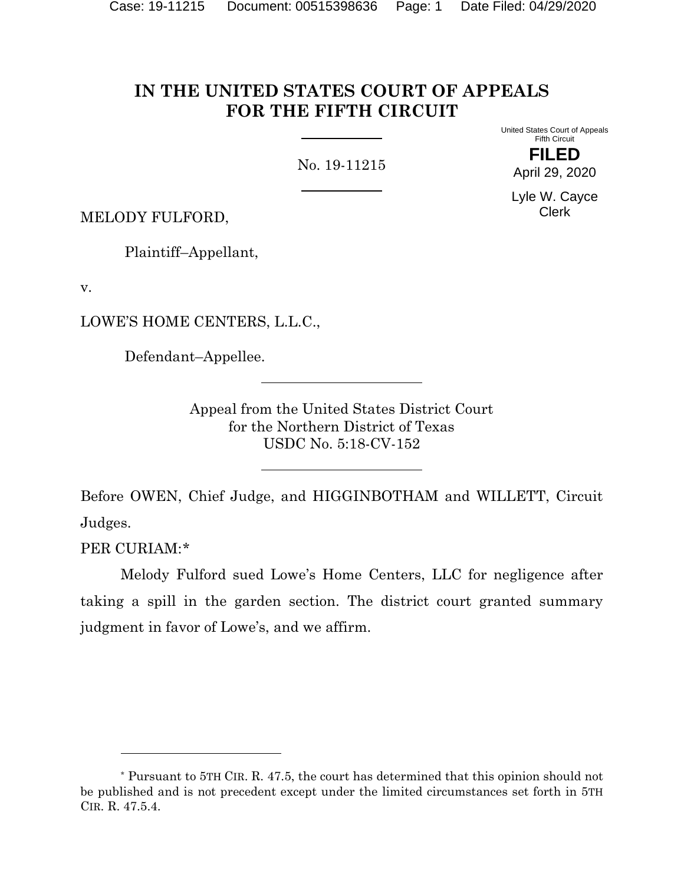# IN THE UNITED STATES COURT OF APPEALS FOR THE FIFTH CIRCUIT

United States Court of Appeals
Fifth Circuit

**FILED**

April 29, 2020

Lyle W. Cayce
Clerk

No. 19-11215

MELODY FULFORD,

Plaintiff–Appellant,

v.

LOWE'S HOME CENTERS, L.L.C.,

Defendant–Appellee.

Appeal from the United States District Court
for the Northern District of Texas
USDC No. 5:18-CV-152

Before OWEN, Chief Judge, and HIGGINBOTHAM and WILLETT, Circuit Judges.

PER CURIAM:*

Melody Fulford sued Lowe's Home Centers, LLC for negligence after taking a spill in the garden section. The district court granted summary judgment in favor of Lowe's, and we affirm.

* Pursuant to 5TH CIR. R. 47.5, the court has determined that this opinion should not be published and is not precedent except under the limited circumstances set forth in 5TH CIR. R. 47.5.4.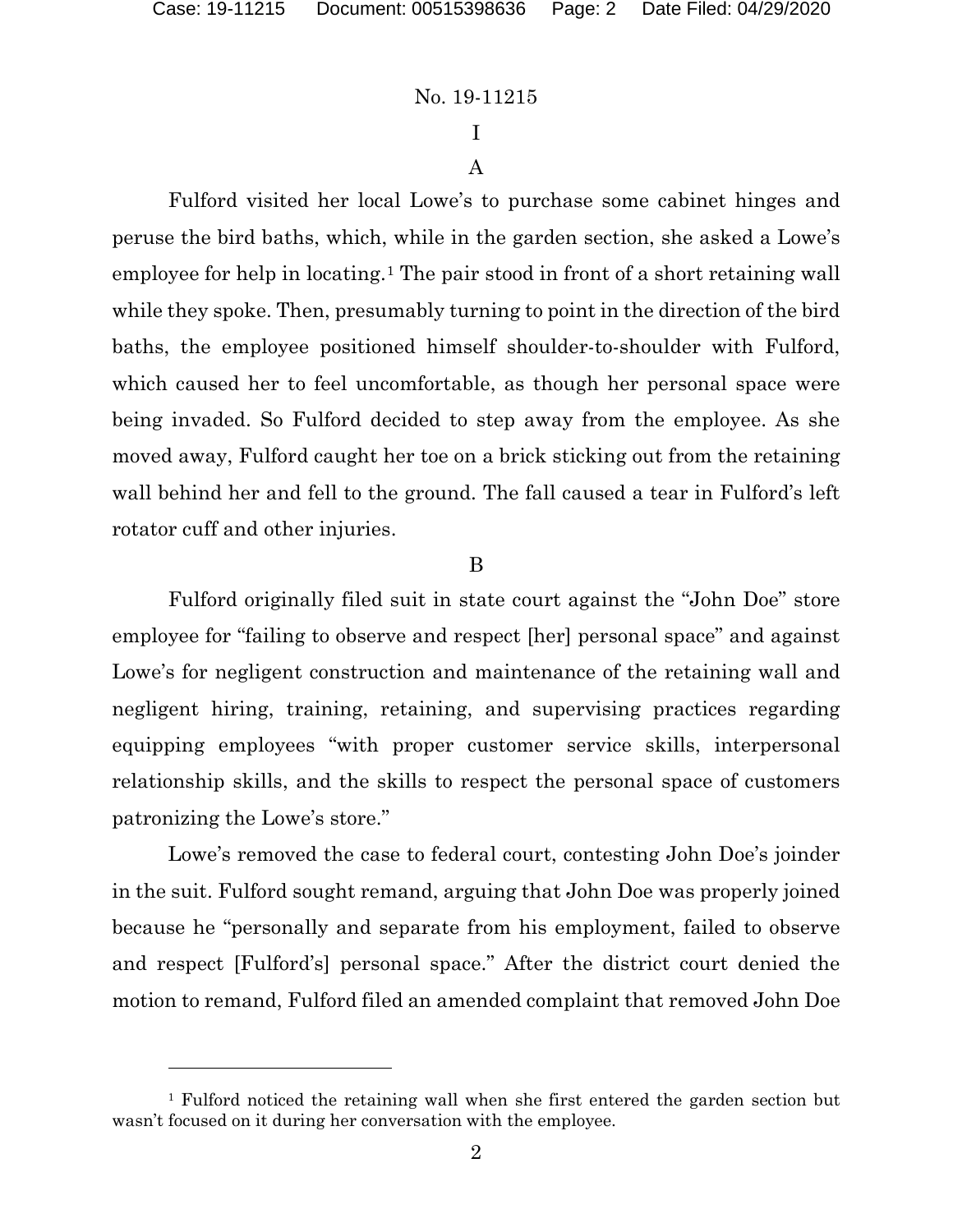## I

### A

Fulford visited her local Lowe's to purchase some cabinet hinges and peruse the bird baths, which, while in the garden section, she asked a Lowe's employee for help in locating.[1] The pair stood in front of a short retaining wall while they spoke. Then, presumably turning to point in the direction of the bird baths, the employee positioned himself shoulder-to-shoulder with Fulford, which caused her to feel uncomfortable, as though her personal space were being invaded. So Fulford decided to step away from the employee. As she moved away, Fulford caught her toe on a brick sticking out from the retaining wall behind her and fell to the ground. The fall caused a tear in Fulford's left rotator cuff and other injuries.

### B

Fulford originally filed suit in state court against the "John Doe" store employee for "failing to observe and respect [her] personal space" and against Lowe's for negligent construction and maintenance of the retaining wall and negligent hiring, training, retaining, and supervising practices regarding equipping employees "with proper customer service skills, interpersonal relationship skills, and the skills to respect the personal space of customers patronizing the Lowe's store."

Lowe's removed the case to federal court, contesting John Doe's joinder in the suit. Fulford sought remand, arguing that John Doe was properly joined because he "personally and separate from his employment, failed to observe and respect [Fulford's] personal space." After the district court denied the motion to remand, Fulford filed an amended complaint that removed John Doe

[1] Fulford noticed the retaining wall when she first entered the garden section but wasn't focused on it during her conversation with the employee.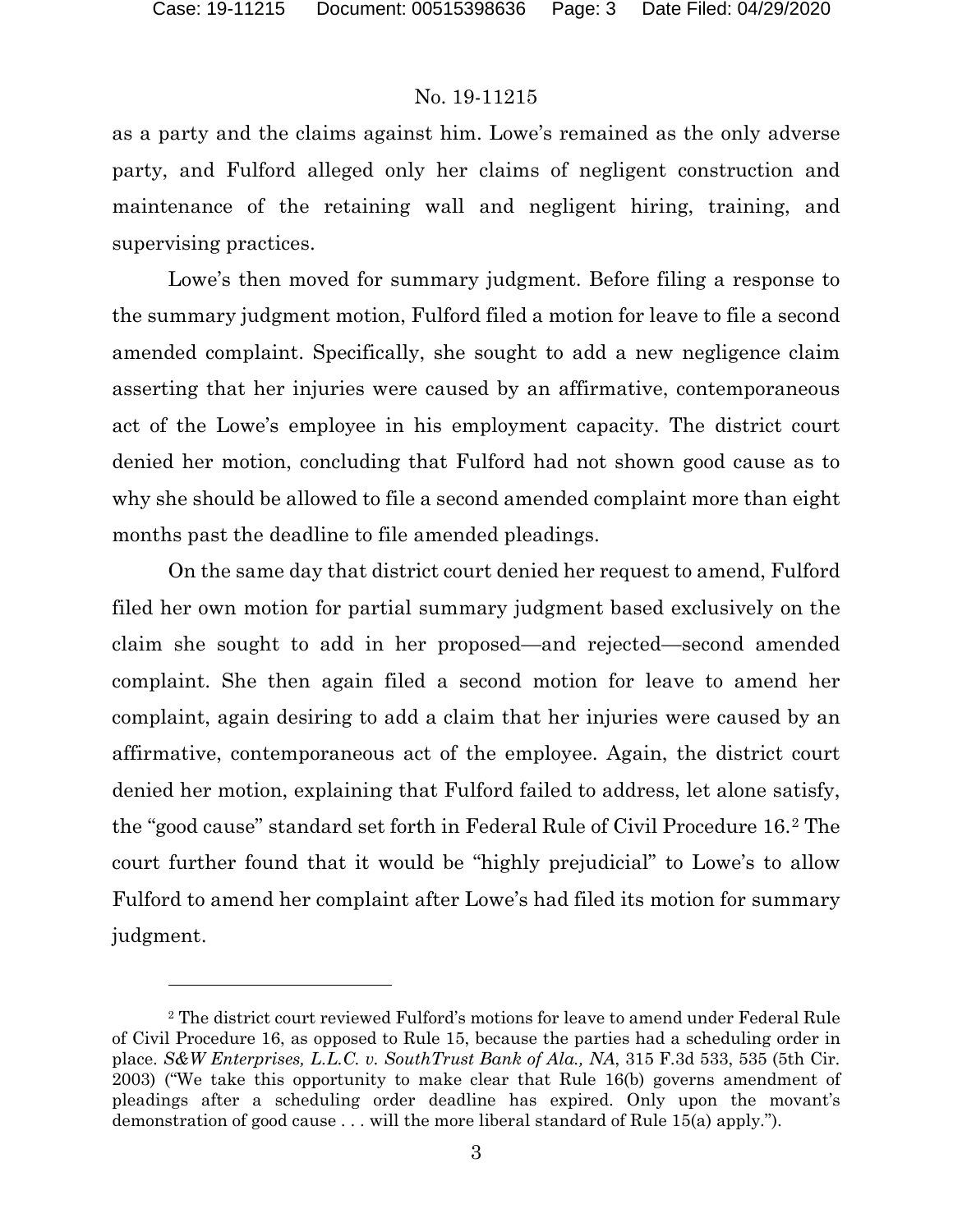as a party and the claims against him. Lowe's remained as the only adverse party, and Fulford alleged only her claims of negligent construction and maintenance of the retaining wall and negligent hiring, training, and supervising practices.

Lowe's then moved for summary judgment. Before filing a response to the summary judgment motion, Fulford filed a motion for leave to file a second amended complaint. Specifically, she sought to add a new negligence claim asserting that her injuries were caused by an affirmative, contemporaneous act of the Lowe's employee in his employment capacity. The district court denied her motion, concluding that Fulford had not shown good cause as to why she should be allowed to file a second amended complaint more than eight months past the deadline to file amended pleadings.

On the same day that district court denied her request to amend, Fulford filed her own motion for partial summary judgment based exclusively on the claim she sought to add in her proposed—and rejected—second amended complaint. She then again filed a second motion for leave to amend her complaint, again desiring to add a claim that her injuries were caused by an affirmative, contemporaneous act of the employee. Again, the district court denied her motion, explaining that Fulford failed to address, let alone satisfy, the "good cause" standard set forth in Federal Rule of Civil Procedure 16.[2] The court further found that it would be "highly prejudicial" to Lowe's to allow Fulford to amend her complaint after Lowe's had filed its motion for summary judgment.

---

[2] The district court reviewed Fulford's motions for leave to amend under Federal Rule of Civil Procedure 16, as opposed to Rule 15, because the parties had a scheduling order in place. *S&W Enterprises, L.L.C. v. SouthTrust Bank of Ala., NA*, 315 F.3d 533, 535 (5th Cir. 2003) ("We take this opportunity to make clear that Rule 16(b) governs amendment of pleadings after a scheduling order deadline has expired. Only upon the movant's demonstration of good cause . . . will the more liberal standard of Rule 15(a) apply.").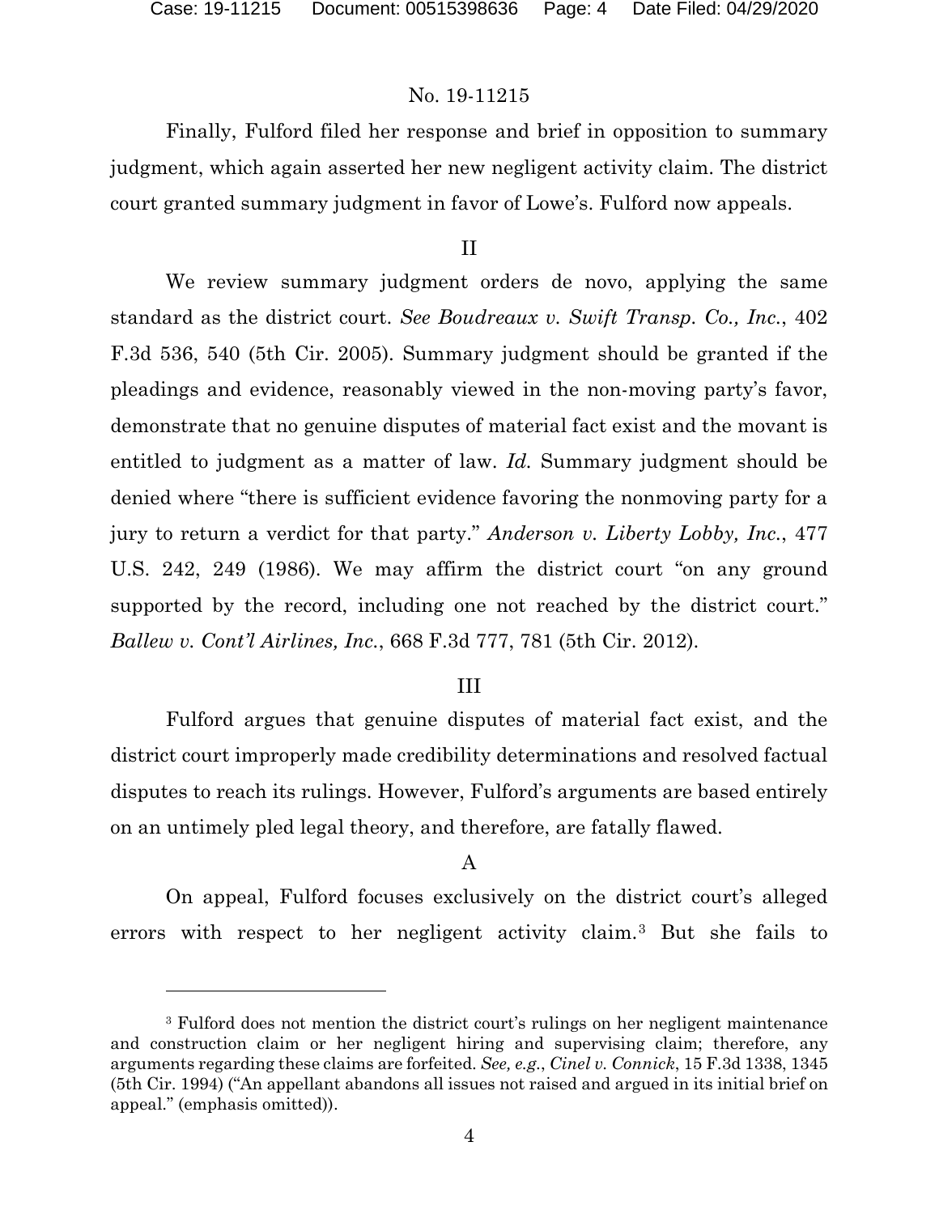Finally, Fulford filed her response and brief in opposition to summary judgment, which again asserted her new negligent activity claim. The district court granted summary judgment in favor of Lowe's. Fulford now appeals.

## II

We review summary judgment orders de novo, applying the same standard as the district court. *See Boudreaux v. Swift Transp. Co., Inc.*, 402 F.3d 536, 540 (5th Cir. 2005). Summary judgment should be granted if the pleadings and evidence, reasonably viewed in the non-moving party's favor, demonstrate that no genuine disputes of material fact exist and the movant is entitled to judgment as a matter of law. *Id.* Summary judgment should be denied where "there is sufficient evidence favoring the nonmoving party for a jury to return a verdict for that party." *Anderson v. Liberty Lobby, Inc.*, 477 U.S. 242, 249 (1986). We may affirm the district court "on any ground supported by the record, including one not reached by the district court." *Ballew v. Cont'l Airlines, Inc.*, 668 F.3d 777, 781 (5th Cir. 2012).

## III

Fulford argues that genuine disputes of material fact exist, and the district court improperly made credibility determinations and resolved factual disputes to reach its rulings. However, Fulford's arguments are based entirely on an untimely pled legal theory, and therefore, are fatally flawed.

### A

On appeal, Fulford focuses exclusively on the district court's alleged errors with respect to her negligent activity claim.[3] But she fails to

[3] Fulford does not mention the district court's rulings on her negligent maintenance and construction claim or her negligent hiring and supervising claim; therefore, any arguments regarding these claims are forfeited. *See, e.g.*, *Cinel v. Connick*, 15 F.3d 1338, 1345 (5th Cir. 1994) ("An appellant abandons all issues not raised and argued in its initial brief on appeal." (emphasis omitted)).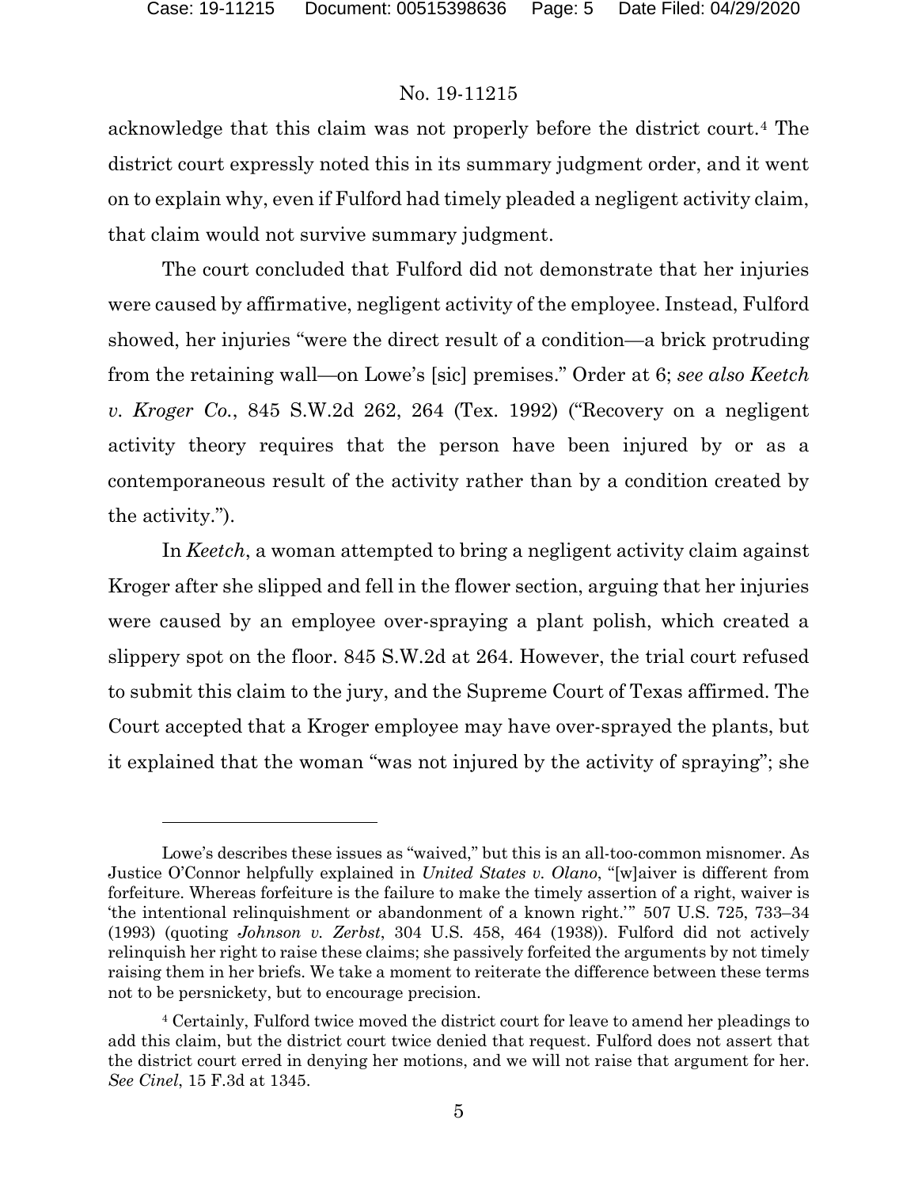acknowledge that this claim was not properly before the district court.[4] The district court expressly noted this in its summary judgment order, and it went on to explain why, even if Fulford had timely pleaded a negligent activity claim, that claim would not survive summary judgment.

The court concluded that Fulford did not demonstrate that her injuries were caused by affirmative, negligent activity of the employee. Instead, Fulford showed, her injuries "were the direct result of a condition—a brick protruding from the retaining wall—on Lowe's [sic] premises." Order at 6; *see also Keetch v. Kroger Co.*, 845 S.W.2d 262, 264 (Tex. 1992) ("Recovery on a negligent activity theory requires that the person have been injured by or as a contemporaneous result of the activity rather than by a condition created by the activity.").

In *Keetch*, a woman attempted to bring a negligent activity claim against Kroger after she slipped and fell in the flower section, arguing that her injuries were caused by an employee over-spraying a plant polish, which created a slippery spot on the floor. 845 S.W.2d at 264. However, the trial court refused to submit this claim to the jury, and the Supreme Court of Texas affirmed. The Court accepted that a Kroger employee may have over-sprayed the plants, but it explained that the woman "was not injured by the activity of spraying"; she

---

Lowe's describes these issues as "waived," but this is an all-too-common misnomer. As Justice O'Connor helpfully explained in *United States v. Olano*, "[w]aiver is different from forfeiture. Whereas forfeiture is the failure to make the timely assertion of a right, waiver is 'the intentional relinquishment or abandonment of a known right.'" 507 U.S. 725, 733–34 (1993) (quoting *Johnson v. Zerbst*, 304 U.S. 458, 464 (1938)). Fulford did not actively relinquish her right to raise these claims; she passively forfeited the arguments by not timely raising them in her briefs. We take a moment to reiterate the difference between these terms not to be persnickety, but to encourage precision.

[4] Certainly, Fulford twice moved the district court for leave to amend her pleadings to add this claim, but the district court twice denied that request. Fulford does not assert that the district court erred in denying her motions, and we will not raise that argument for her. *See Cinel*, 15 F.3d at 1345.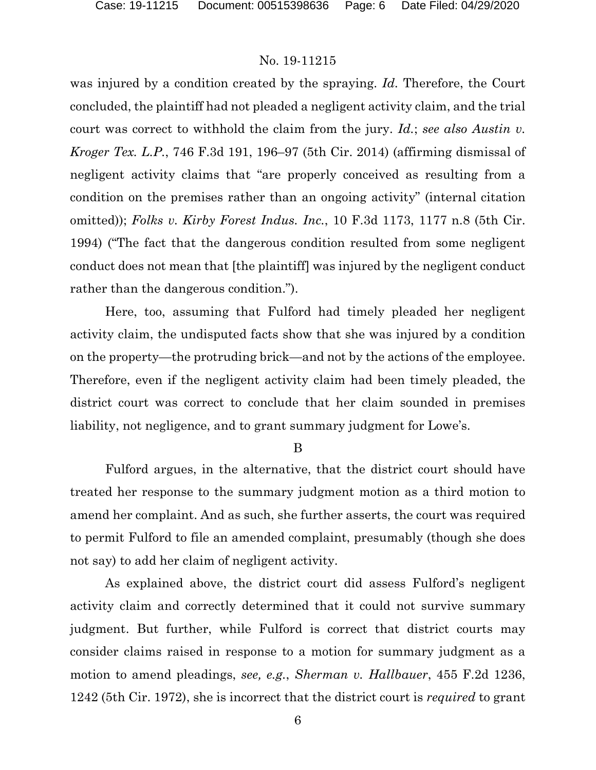was injured by a condition created by the spraying. *Id.* Therefore, the Court concluded, the plaintiff had not pleaded a negligent activity claim, and the trial court was correct to withhold the claim from the jury. *Id.*; *see also Austin v. Kroger Tex. L.P.*, 746 F.3d 191, 196–97 (5th Cir. 2014) (affirming dismissal of negligent activity claims that "are properly conceived as resulting from a condition on the premises rather than an ongoing activity" (internal citation omitted)); *Folks v. Kirby Forest Indus. Inc.*, 10 F.3d 1173, 1177 n.8 (5th Cir. 1994) ("The fact that the dangerous condition resulted from some negligent conduct does not mean that [the plaintiff] was injured by the negligent conduct rather than the dangerous condition.").

Here, too, assuming that Fulford had timely pleaded her negligent activity claim, the undisputed facts show that she was injured by a condition on the property—the protruding brick—and not by the actions of the employee. Therefore, even if the negligent activity claim had been timely pleaded, the district court was correct to conclude that her claim sounded in premises liability, not negligence, and to grant summary judgment for Lowe's.

### B

Fulford argues, in the alternative, that the district court should have treated her response to the summary judgment motion as a third motion to amend her complaint. And as such, she further asserts, the court was required to permit Fulford to file an amended complaint, presumably (though she does not say) to add her claim of negligent activity.

As explained above, the district court did assess Fulford's negligent activity claim and correctly determined that it could not survive summary judgment. But further, while Fulford is correct that district courts may consider claims raised in response to a motion for summary judgment as a motion to amend pleadings, *see, e.g.*, *Sherman v. Hallbauer*, 455 F.2d 1236, 1242 (5th Cir. 1972), she is incorrect that the district court is *required* to grant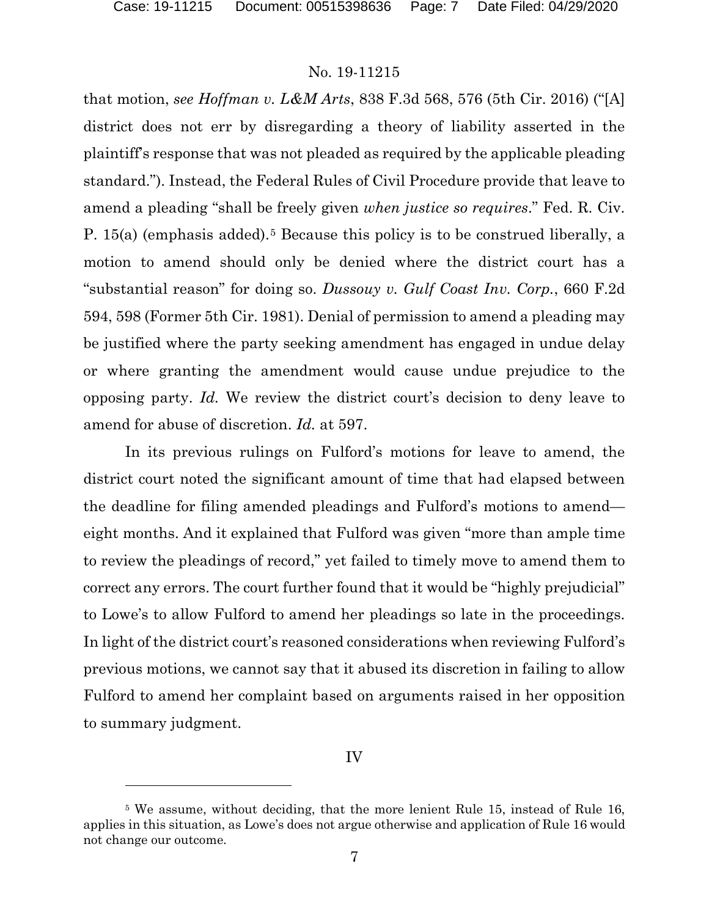that motion, *see Hoffman v. L&M Arts*, 838 F.3d 568, 576 (5th Cir. 2016) ("[A] district does not err by disregarding a theory of liability asserted in the plaintiff's response that was not pleaded as required by the applicable pleading standard."). Instead, the Federal Rules of Civil Procedure provide that leave to amend a pleading "shall be freely given *when justice so requires*." Fed. R. Civ. P. 15(a) (emphasis added).[5] Because this policy is to be construed liberally, a motion to amend should only be denied where the district court has a "substantial reason" for doing so. *Dussouy v. Gulf Coast Inv. Corp.*, 660 F.2d 594, 598 (Former 5th Cir. 1981). Denial of permission to amend a pleading may be justified where the party seeking amendment has engaged in undue delay or where granting the amendment would cause undue prejudice to the opposing party. *Id.* We review the district court's decision to deny leave to amend for abuse of discretion. *Id.* at 597.

In its previous rulings on Fulford's motions for leave to amend, the district court noted the significant amount of time that had elapsed between the deadline for filing amended pleadings and Fulford's motions to amend—eight months. And it explained that Fulford was given "more than ample time to review the pleadings of record," yet failed to timely move to amend them to correct any errors. The court further found that it would be "highly prejudicial" to Lowe's to allow Fulford to amend her pleadings so late in the proceedings. In light of the district court's reasoned considerations when reviewing Fulford's previous motions, we cannot say that it abused its discretion in failing to allow Fulford to amend her complaint based on arguments raised in her opposition to summary judgment.

## IV

[5] We assume, without deciding, that the more lenient Rule 15, instead of Rule 16, applies in this situation, as Lowe's does not argue otherwise and application of Rule 16 would not change our outcome.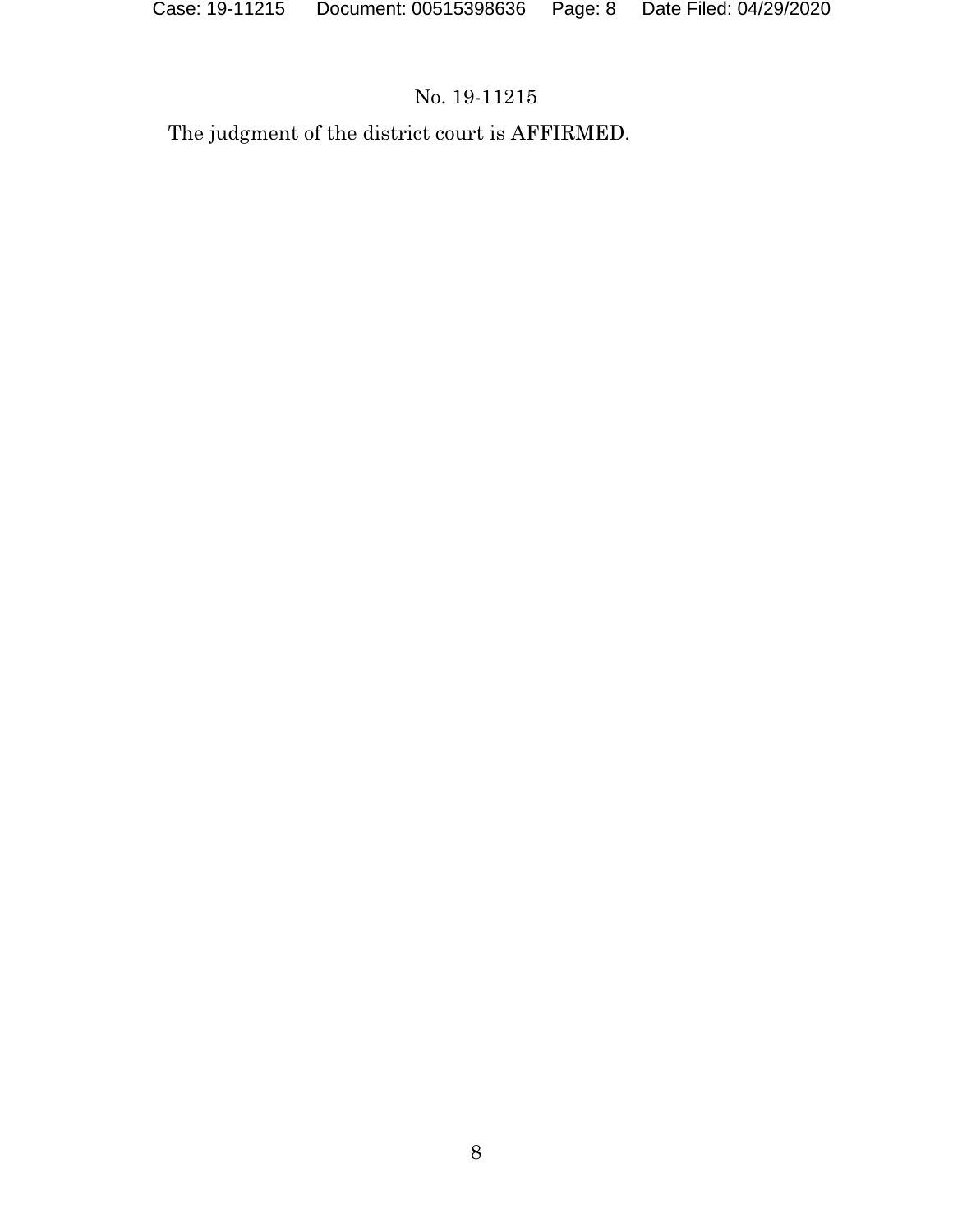The judgment of the district court is AFFIRMED.